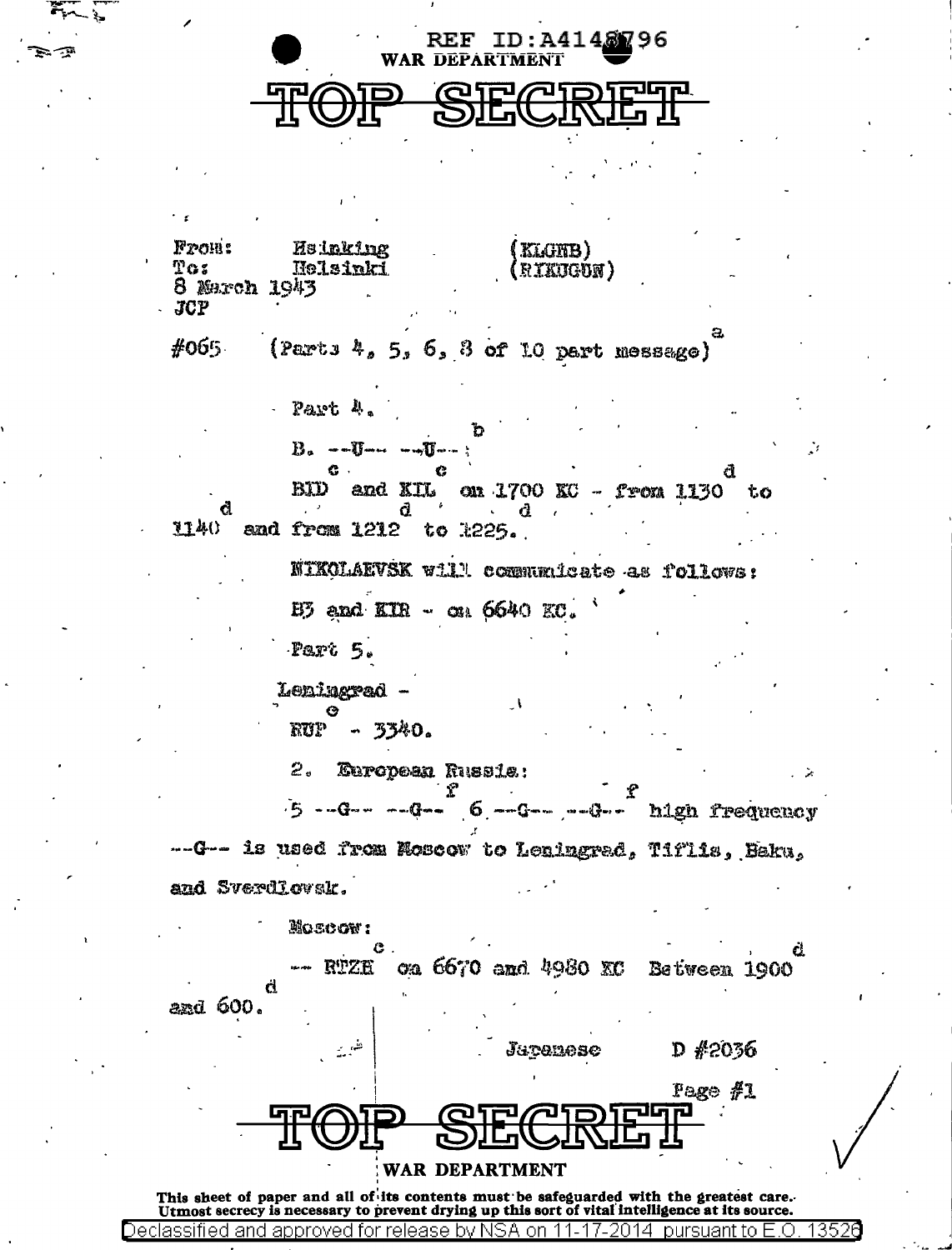REF ID:A4148796

WAR DEPARTMENT

# TOP SECRET

From: Hsinking (KLGNB)
To: Helsinki (RIKUGUN)
8 March 1943
JCP

#065 (Parts 4, 5, 6, 8 of 10 part message)[a]

Part 4.

B. --U-- --U--[b]

BID[c] and KIL[c] on 1700 KC - from 1130[d] to 1140[d] and from 1212[d] to 1225[d].

NIKOLAEVSK will communicate as follows:

B3 and KIR - on 6640 KC.

Part 5.

Leningrad -

RUP[e] - 3340.

2. European Russia:

5 --G-- --G--[f] 6 --G-- --G--[f] high frequency --G-- is used from Moscow to Leningrad, Tiflis, Baku, and Sverdlovsk.

Moscow:

-- RTZE[c] on 6670 and 4980 KC Between 1900[d] and 600[d].

Japanese D #2036

# TOP SECRET

WAR DEPARTMENT

This sheet of paper and all of its contents must be safeguarded with the greatest care. Utmost secrecy is necessary to prevent drying up this sort of vital intelligence at its source.

Declassified and approved for release by NSA on 11-17-2014 pursuant to E.O. 13526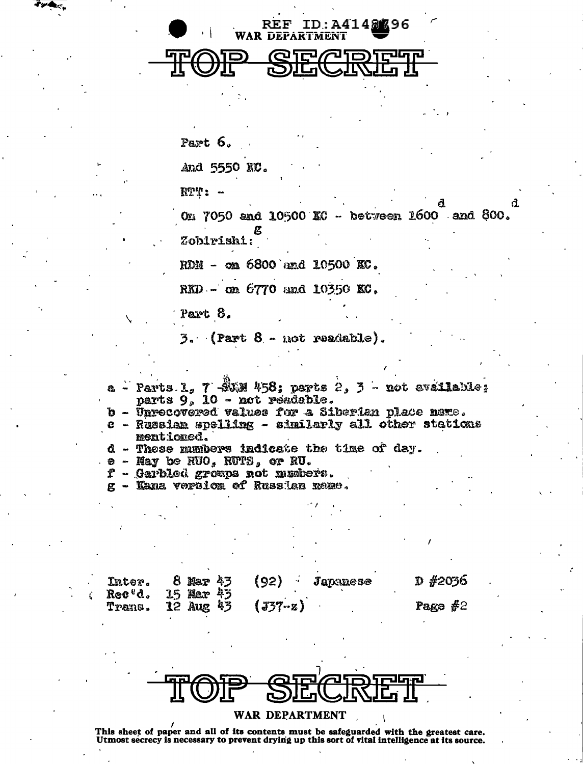REF ID:A4148796

WAR DEPARTMENT

# TOP SECRET

Part 6.

And 5550 KC.

RTT: -

On 7050 and 10500 KC - between 1600[d] and 800.[d]

Zobirishi:[g]

RDM - on 6800 and 10500 KC.

RKD - on 6770 and 10350 KC.

Part 8.

3. (Part 8 - not readable).

a - Parts 1, 7 -SJ.M 458; parts 2, 3 - not available; parts 9, 10 - not readable.
b - Unrecovered values for a Siberian place name.
c - Russian spelling - similarly all other stations mentioned.
d - These numbers indicate the time of day.
e - May be RUO, RUTS, or RU.
f - Garbled groups not numbers.
g - Kana version of Russian name.

| | | | | |
|---|---|---|---|---|
| Inter. | 8 Mar 43 | (92) | Japanese | D #2036 |
| Rec'd. | 15 Mar 43 | | | |
| Trans. | 12 Aug 43 | (J37-z) | | Page #2 |

# TOP SECRET

WAR DEPARTMENT

This sheet of paper and all of its contents must be safeguarded with the greatest care. Utmost secrecy is necessary to prevent drying up this sort of vital intelligence at its source.